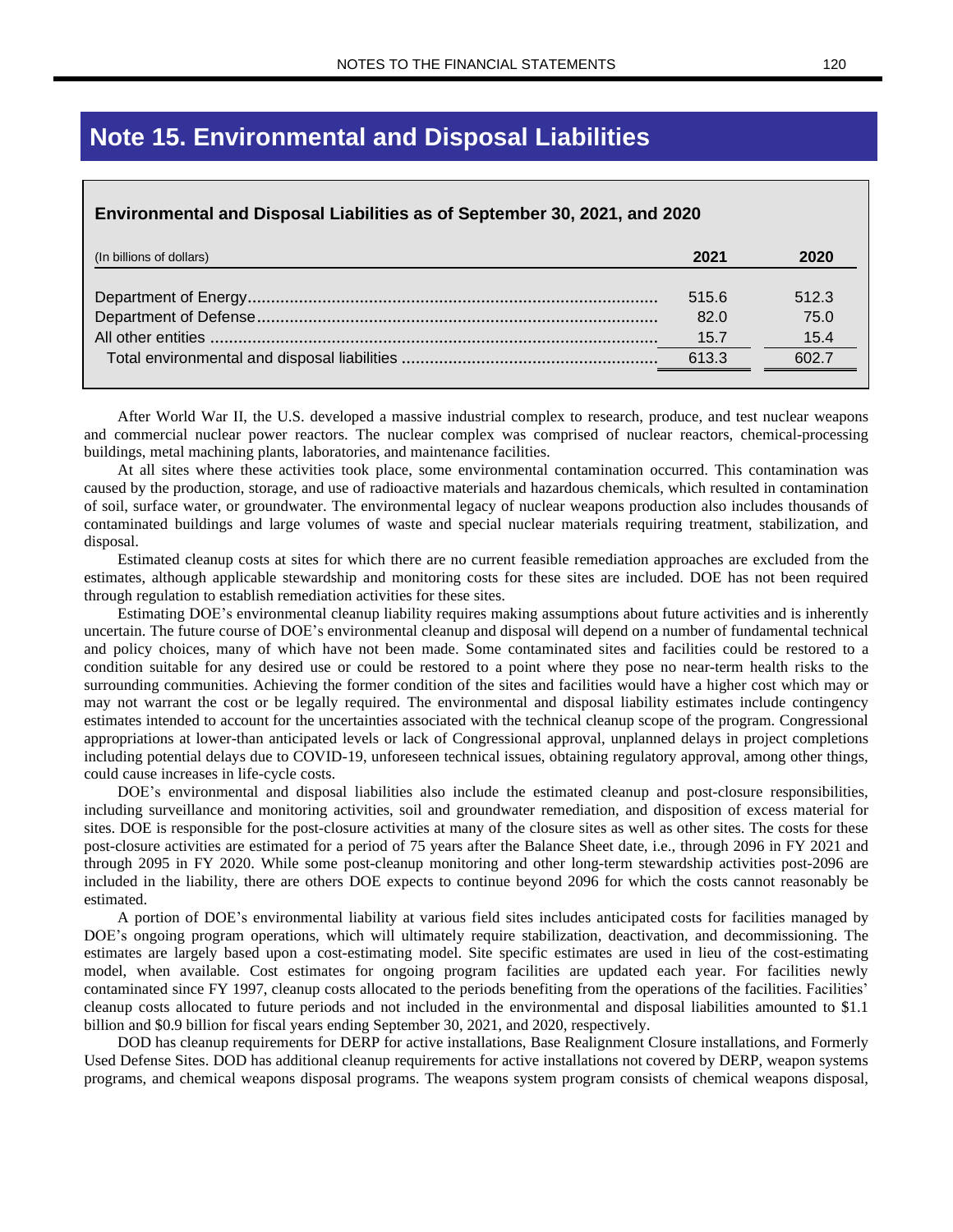# Note 15. Environmental and Disposal Liabilities

**Environmental and Disposal Liabilities as of September 30, 2021, and 2020**

| (In billions of dollars) | 2021 | 2020 |
|---|---|---|
| Department of Energy | 515.6 | 512.3 |
| Department of Defense | 82.0 | 75.0 |
| All other entities | 15.7 | 15.4 |
| Total environmental and disposal liabilities | 613.3 | 602.7 |

After World War II, the U.S. developed a massive industrial complex to research, produce, and test nuclear weapons and commercial nuclear power reactors. The nuclear complex was comprised of nuclear reactors, chemical-processing buildings, metal machining plants, laboratories, and maintenance facilities.

At all sites where these activities took place, some environmental contamination occurred. This contamination was caused by the production, storage, and use of radioactive materials and hazardous chemicals, which resulted in contamination of soil, surface water, or groundwater. The environmental legacy of nuclear weapons production also includes thousands of contaminated buildings and large volumes of waste and special nuclear materials requiring treatment, stabilization, and disposal.

Estimated cleanup costs at sites for which there are no current feasible remediation approaches are excluded from the estimates, although applicable stewardship and monitoring costs for these sites are included. DOE has not been required through regulation to establish remediation activities for these sites.

Estimating DOE's environmental cleanup liability requires making assumptions about future activities and is inherently uncertain. The future course of DOE's environmental cleanup and disposal will depend on a number of fundamental technical and policy choices, many of which have not been made. Some contaminated sites and facilities could be restored to a condition suitable for any desired use or could be restored to a point where they pose no near-term health risks to the surrounding communities. Achieving the former condition of the sites and facilities would have a higher cost which may or may not warrant the cost or be legally required. The environmental and disposal liability estimates include contingency estimates intended to account for the uncertainties associated with the technical cleanup scope of the program. Congressional appropriations at lower-than anticipated levels or lack of Congressional approval, unplanned delays in project completions including potential delays due to COVID-19, unforeseen technical issues, obtaining regulatory approval, among other things, could cause increases in life-cycle costs.

DOE's environmental and disposal liabilities also include the estimated cleanup and post-closure responsibilities, including surveillance and monitoring activities, soil and groundwater remediation, and disposition of excess material for sites. DOE is responsible for the post-closure activities at many of the closure sites as well as other sites. The costs for these post-closure activities are estimated for a period of 75 years after the Balance Sheet date, i.e., through 2096 in FY 2021 and through 2095 in FY 2020. While some post-cleanup monitoring and other long-term stewardship activities post-2096 are included in the liability, there are others DOE expects to continue beyond 2096 for which the costs cannot reasonably be estimated.

A portion of DOE's environmental liability at various field sites includes anticipated costs for facilities managed by DOE's ongoing program operations, which will ultimately require stabilization, deactivation, and decommissioning. The estimates are largely based upon a cost-estimating model. Site specific estimates are used in lieu of the cost-estimating model, when available. Cost estimates for ongoing program facilities are updated each year. For facilities newly contaminated since FY 1997, cleanup costs allocated to the periods benefiting from the operations of the facilities. Facilities' cleanup costs allocated to future periods and not included in the environmental and disposal liabilities amounted to $1.1 billion and $0.9 billion for fiscal years ending September 30, 2021, and 2020, respectively.

DOD has cleanup requirements for DERP for active installations, Base Realignment Closure installations, and Formerly Used Defense Sites. DOD has additional cleanup requirements for active installations not covered by DERP, weapon systems programs, and chemical weapons disposal programs. The weapons system program consists of chemical weapons disposal,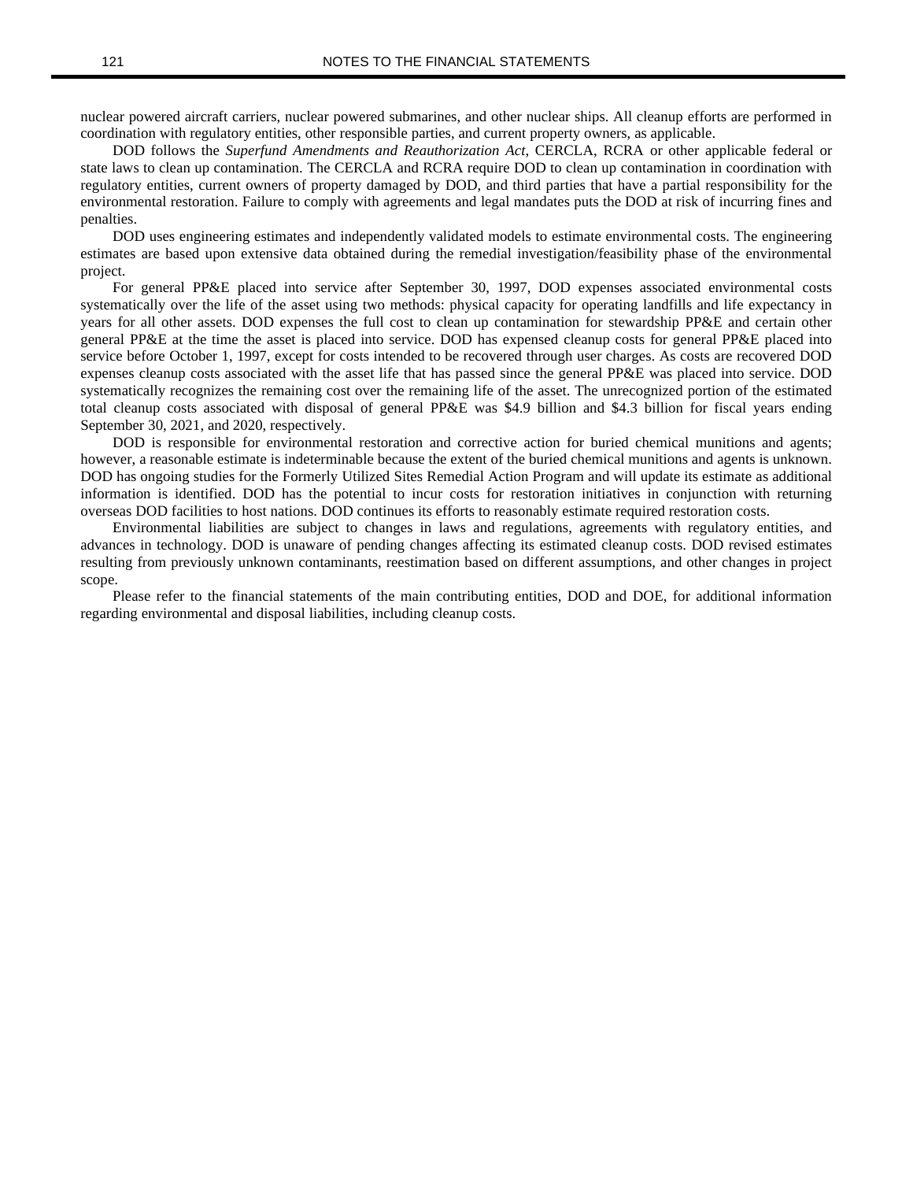nuclear powered aircraft carriers, nuclear powered submarines, and other nuclear ships. All cleanup efforts are performed in coordination with regulatory entities, other responsible parties, and current property owners, as applicable.

DOD follows the *Superfund Amendments and Reauthorization Act*, CERCLA, RCRA or other applicable federal or state laws to clean up contamination. The CERCLA and RCRA require DOD to clean up contamination in coordination with regulatory entities, current owners of property damaged by DOD, and third parties that have a partial responsibility for the environmental restoration. Failure to comply with agreements and legal mandates puts the DOD at risk of incurring fines and penalties.

DOD uses engineering estimates and independently validated models to estimate environmental costs. The engineering estimates are based upon extensive data obtained during the remedial investigation/feasibility phase of the environmental project.

For general PP&E placed into service after September 30, 1997, DOD expenses associated environmental costs systematically over the life of the asset using two methods: physical capacity for operating landfills and life expectancy in years for all other assets. DOD expenses the full cost to clean up contamination for stewardship PP&E and certain other general PP&E at the time the asset is placed into service. DOD has expensed cleanup costs for general PP&E placed into service before October 1, 1997, except for costs intended to be recovered through user charges. As costs are recovered DOD expenses cleanup costs associated with the asset life that has passed since the general PP&E was placed into service. DOD systematically recognizes the remaining cost over the remaining life of the asset. The unrecognized portion of the estimated total cleanup costs associated with disposal of general PP&E was $4.9 billion and $4.3 billion for fiscal years ending September 30, 2021, and 2020, respectively.

DOD is responsible for environmental restoration and corrective action for buried chemical munitions and agents; however, a reasonable estimate is indeterminable because the extent of the buried chemical munitions and agents is unknown. DOD has ongoing studies for the Formerly Utilized Sites Remedial Action Program and will update its estimate as additional information is identified. DOD has the potential to incur costs for restoration initiatives in conjunction with returning overseas DOD facilities to host nations. DOD continues its efforts to reasonably estimate required restoration costs.

Environmental liabilities are subject to changes in laws and regulations, agreements with regulatory entities, and advances in technology. DOD is unaware of pending changes affecting its estimated cleanup costs. DOD revised estimates resulting from previously unknown contaminants, reestimation based on different assumptions, and other changes in project scope.

Please refer to the financial statements of the main contributing entities, DOD and DOE, for additional information regarding environmental and disposal liabilities, including cleanup costs.